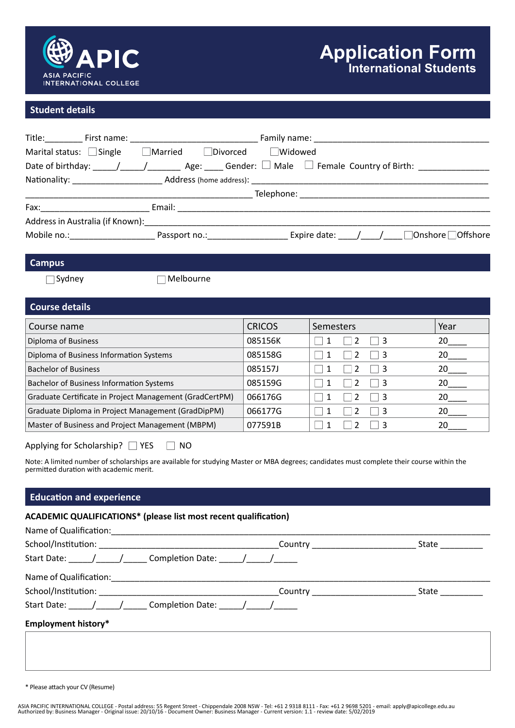# APIC
ASIA PACIFIC INTERNATIONAL COLLEGE

# Application Form
## International Students

## Student details

Title:________ First name: ___________________________ Family name: _____________________________________

Marital status: ☐ Single ☐ Married ☐ Divorced ☐ Widowed

Date of birthday: _____/_____/_______ Age: ____ Gender: ☐ Male ☐ Female Country of Birth: _______________

Nationality: ___________________ Address (home address): _______________________________________________

_______________________________________________ Telephone: ________________________________________

Fax:________________________ Email: _____________________________________________________________

Address in Australia (if Known):_______________________________________________________________________

Mobile no.:_________________ Passport no.:________________ Expire date: ____/____/____ ☐ Onshore ☐ Offshore

## Campus

☐ Sydney ☐ Melbourne

## Course details

| Course name | CRICOS | Semesters | Year |
|---|---|---|---|
| Diploma of Business | 085156K | ☐ 1 ☐ 2 ☐ 3 | 20____ |
| Diploma of Business Information Systems | 085158G | ☐ 1 ☐ 2 ☐ 3 | 20____ |
| Bachelor of Business | 085157J | ☐ 1 ☐ 2 ☐ 3 | 20____ |
| Bachelor of Business Information Systems | 085159G | ☐ 1 ☐ 2 ☐ 3 | 20____ |
| Graduate Certificate in Project Management (GradCertPM) | 066176G | ☐ 1 ☐ 2 ☐ 3 | 20____ |
| Graduate Diploma in Project Management (GradDipPM) | 066177G | ☐ 1 ☐ 2 ☐ 3 | 20____ |
| Master of Business and Project Management (MBPM) | 077591B | ☐ 1 ☐ 2 ☐ 3 | 20____ |

Applying for Scholarship? ☐ YES ☐ NO

Note: A limited number of scholarships are available for studying Master or MBA degrees; candidates must complete their course within the permitted duration with academic merit.

## Education and experience

**ACADEMIC QUALIFICATIONS* (please list most recent qualification)**

Name of Qualification:_________________________________________________________________________________

School/Institution: _____________________________________Country ______________________ State _________

Start Date: _____/_____/_____ Completion Date: _____/_____/_____

Name of Qualification:_________________________________________________________________________________

School/Institution: _____________________________________Country ______________________ State _________

Start Date: _____/_____/_____ Completion Date: _____/_____/_____

**Employment history***

* Please attach your CV (Resume)

ASIA PACIFIC INTERNATIONAL COLLEGE - Postal address: 55 Regent Street - Chippendale 2008 NSW - Tel: +61 2 9318 8111 - Fax: +61 2 9698 5201 - email: apply@apicollege.edu.au
Authorized by: Business Manager - Original issue: 20/10/16 - Document Owner: Business Manager - Current version: 1.1 - review date: 5/02/2019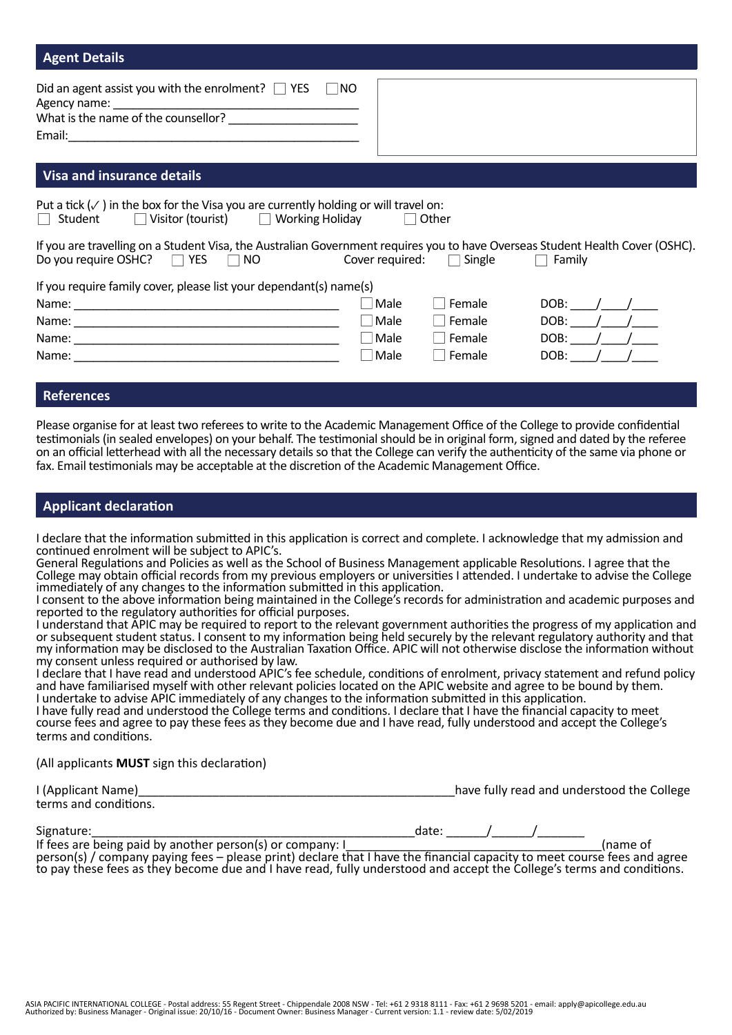## Agent Details

Did an agent assist you with the enrolment? ☐ YES ☐ NO
Agency name: ______________________________________
What is the name of the counsellor? ____________________
Email: ____________________________________________

## Visa and insurance details

Put a tick (✓) in the box for the Visa you are currently holding or will travel on:
☐ Student ☐ Visitor (tourist) ☐ Working Holiday ☐ Other

If you are travelling on a Student Visa, the Australian Government requires you to have Overseas Student Health Cover (OSHC).
Do you require OSHC? ☐ YES ☐ NO Cover required: ☐ Single ☐ Family

If you require family cover, please list your dependant(s) name(s)

| Name | | | |
|---|---|---|---|
| Name: ____________________ | ☐ Male | ☐ Female | DOB: ____/____/____ |
| Name: ____________________ | ☐ Male | ☐ Female | DOB: ____/____/____ |
| Name: ____________________ | ☐ Male | ☐ Female | DOB: ____/____/____ |
| Name: ____________________ | ☐ Male | ☐ Female | DOB: ____/____/____ |

## References

Please organise for at least two referees to write to the Academic Management Office of the College to provide confidential testimonials (in sealed envelopes) on your behalf. The testimonial should be in original form, signed and dated by the referee on an official letterhead with all the necessary details so that the College can verify the authenticity of the same via phone or fax. Email testimonials may be acceptable at the discretion of the Academic Management Office.

## Applicant declaration

I declare that the information submitted in this application is correct and complete. I acknowledge that my admission and continued enrolment will be subject to APIC's.
General Regulations and Policies as well as the School of Business Management applicable Resolutions. I agree that the College may obtain official records from my previous employers or universities I attended. I undertake to advise the College immediately of any changes to the information submitted in this application.
I consent to the above information being maintained in the College's records for administration and academic purposes and reported to the regulatory authorities for official purposes.
I understand that APIC may be required to report to the relevant government authorities the progress of my application and or subsequent student status. I consent to my information being held securely by the relevant regulatory authority and that my information may be disclosed to the Australian Taxation Office. APIC will not otherwise disclose the information without my consent unless required or authorised by law.
I declare that I have read and understood APIC's fee schedule, conditions of enrolment, privacy statement and refund policy and have familiarised myself with other relevant policies located on the APIC website and agree to be bound by them.
I undertake to advise APIC immediately of any changes to the information submitted in this application.
I have fully read and understood the College terms and conditions. I declare that I have the financial capacity to meet course fees and agree to pay these fees as they become due and I have read, fully understood and accept the College's terms and conditions.

(All applicants **MUST** sign this declaration)

I (Applicant Name)______________________________________have fully read and understood the College terms and conditions.

Signature:________________________________________date: ______/______/_______
If fees are being paid by another person(s) or company: I_______________________________(name of person(s) / company paying fees – please print) declare that I have the financial capacity to meet course fees and agree to pay these fees as they become due and I have read, fully understood and accept the College's terms and conditions.

ASIA PACIFIC INTERNATIONAL COLLEGE - Postal address: 55 Regent Street - Chippendale 2008 NSW - Tel: +61 2 9318 8111 - Fax: +61 2 9698 5201 - email: apply@apicollege.edu.au
Authorized by: Business Manager - Original issue: 20/10/16 - Document Owner: Business Manager - Current version: 1.1 - review date: 5/02/2019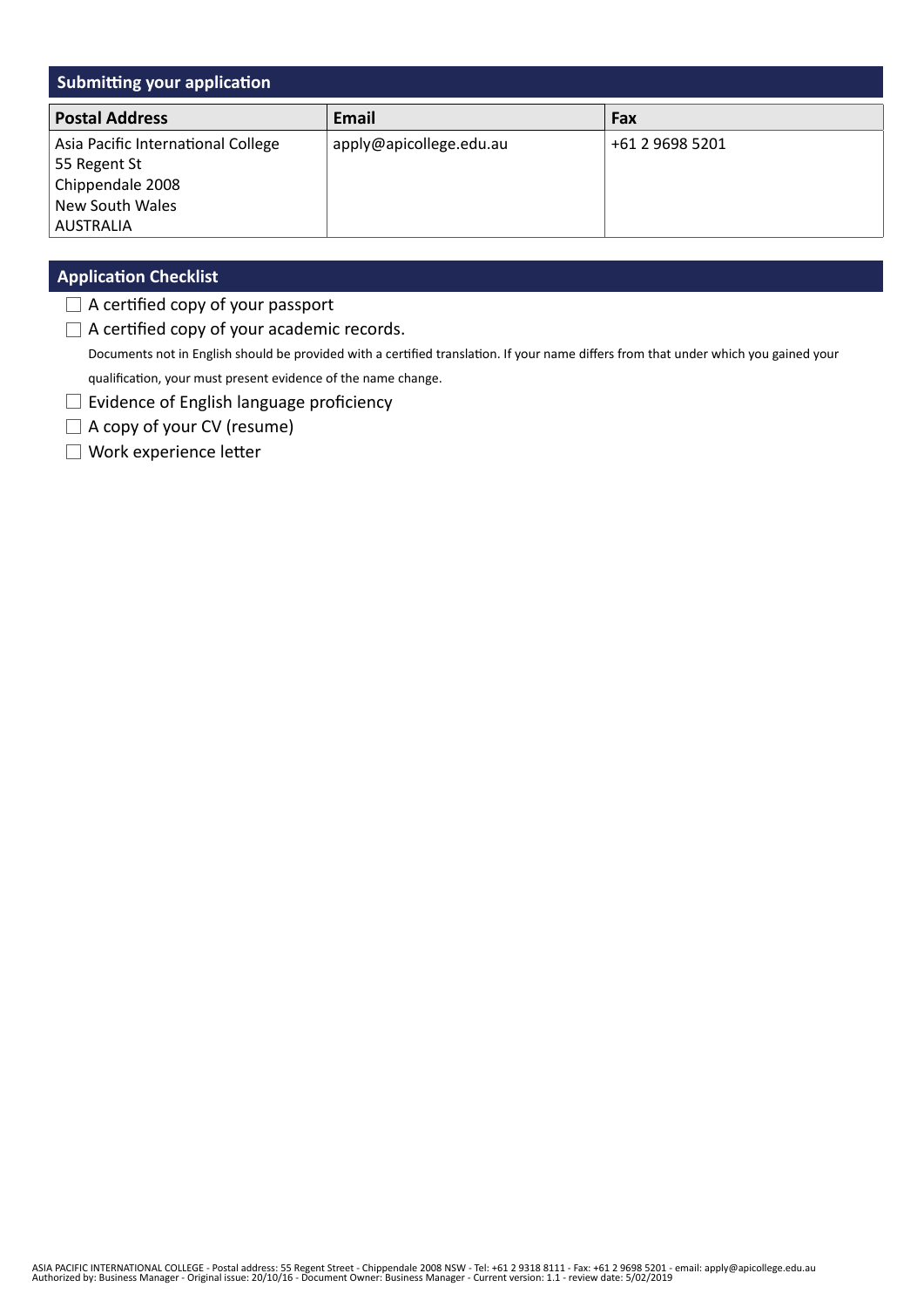## Submitting your application

| Postal Address | Email | Fax |
| --- | --- | --- |
| Asia Pacific International College<br>55 Regent St<br>Chippendale 2008<br>New South Wales<br>AUSTRALIA | apply@apicollege.edu.au | +61 2 9698 5201 |

## Application Checklist

- ☐ A certified copy of your passport
- ☐ A certified copy of your academic records.

  Documents not in English should be provided with a certified translation. If your name differs from that under which you gained your qualification, your must present evidence of the name change.
- ☐ Evidence of English language proficiency
- ☐ A copy of your CV (resume)
- ☐ Work experience letter